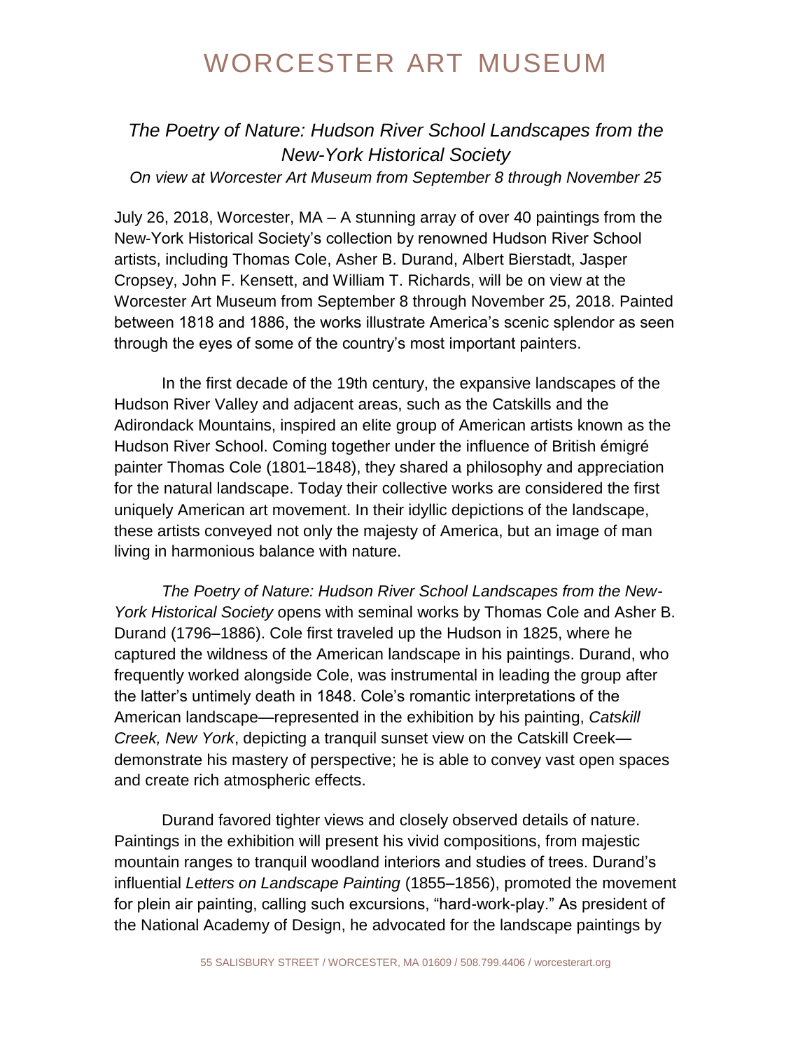# WORCESTER ART MUSEUM

## *The Poetry of Nature: Hudson River School Landscapes from the New-York Historical Society*

*On view at Worcester Art Museum from September 8 through November 25*

July 26, 2018, Worcester, MA – A stunning array of over 40 paintings from the New-York Historical Society's collection by renowned Hudson River School artists, including Thomas Cole, Asher B. Durand, Albert Bierstadt, Jasper Cropsey, John F. Kensett, and William T. Richards, will be on view at the Worcester Art Museum from September 8 through November 25, 2018. Painted between 1818 and 1886, the works illustrate America's scenic splendor as seen through the eyes of some of the country's most important painters.

In the first decade of the 19th century, the expansive landscapes of the Hudson River Valley and adjacent areas, such as the Catskills and the Adirondack Mountains, inspired an elite group of American artists known as the Hudson River School. Coming together under the influence of British émigré painter Thomas Cole (1801–1848), they shared a philosophy and appreciation for the natural landscape. Today their collective works are considered the first uniquely American art movement. In their idyllic depictions of the landscape, these artists conveyed not only the majesty of America, but an image of man living in harmonious balance with nature.

*The Poetry of Nature: Hudson River School Landscapes from the New-York Historical Society* opens with seminal works by Thomas Cole and Asher B. Durand (1796–1886). Cole first traveled up the Hudson in 1825, where he captured the wildness of the American landscape in his paintings. Durand, who frequently worked alongside Cole, was instrumental in leading the group after the latter's untimely death in 1848. Cole's romantic interpretations of the American landscape—represented in the exhibition by his painting, *Catskill Creek, New York*, depicting a tranquil sunset view on the Catskill Creek—demonstrate his mastery of perspective; he is able to convey vast open spaces and create rich atmospheric effects.

Durand favored tighter views and closely observed details of nature. Paintings in the exhibition will present his vivid compositions, from majestic mountain ranges to tranquil woodland interiors and studies of trees. Durand's influential *Letters on Landscape Painting* (1855–1856), promoted the movement for plein air painting, calling such excursions, "hard-work-play." As president of the National Academy of Design, he advocated for the landscape paintings by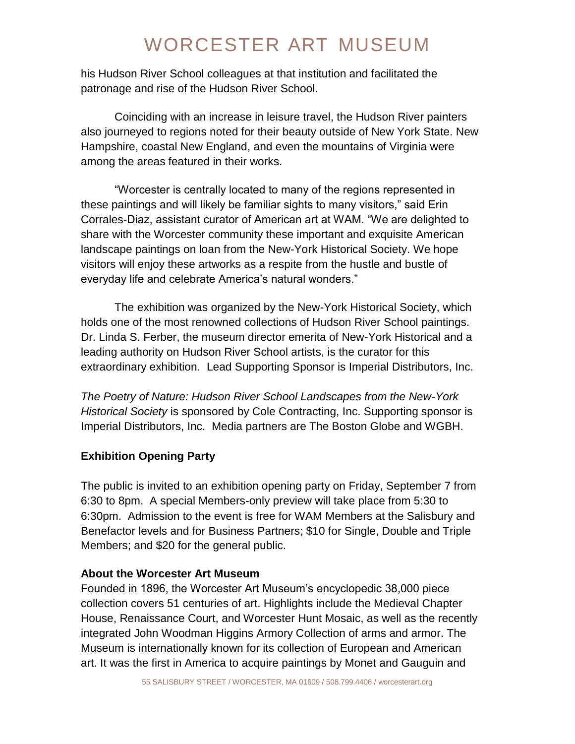his Hudson River School colleagues at that institution and facilitated the patronage and rise of the Hudson River School.

Coinciding with an increase in leisure travel, the Hudson River painters also journeyed to regions noted for their beauty outside of New York State. New Hampshire, coastal New England, and even the mountains of Virginia were among the areas featured in their works.

"Worcester is centrally located to many of the regions represented in these paintings and will likely be familiar sights to many visitors," said Erin Corrales-Diaz, assistant curator of American art at WAM. "We are delighted to share with the Worcester community these important and exquisite American landscape paintings on loan from the New-York Historical Society. We hope visitors will enjoy these artworks as a respite from the hustle and bustle of everyday life and celebrate America's natural wonders."

The exhibition was organized by the New-York Historical Society, which holds one of the most renowned collections of Hudson River School paintings. Dr. Linda S. Ferber, the museum director emerita of New-York Historical and a leading authority on Hudson River School artists, is the curator for this extraordinary exhibition. Lead Supporting Sponsor is Imperial Distributors, Inc.

*The Poetry of Nature: Hudson River School Landscapes from the New-York Historical Society* is sponsored by Cole Contracting, Inc. Supporting sponsor is Imperial Distributors, Inc. Media partners are The Boston Globe and WGBH.

**Exhibition Opening Party**

The public is invited to an exhibition opening party on Friday, September 7 from 6:30 to 8pm. A special Members-only preview will take place from 5:30 to 6:30pm. Admission to the event is free for WAM Members at the Salisbury and Benefactor levels and for Business Partners; $10 for Single, Double and Triple Members; and $20 for the general public.

**About the Worcester Art Museum**

Founded in 1896, the Worcester Art Museum's encyclopedic 38,000 piece collection covers 51 centuries of art. Highlights include the Medieval Chapter House, Renaissance Court, and Worcester Hunt Mosaic, as well as the recently integrated John Woodman Higgins Armory Collection of arms and armor. The Museum is internationally known for its collection of European and American art. It was the first in America to acquire paintings by Monet and Gauguin and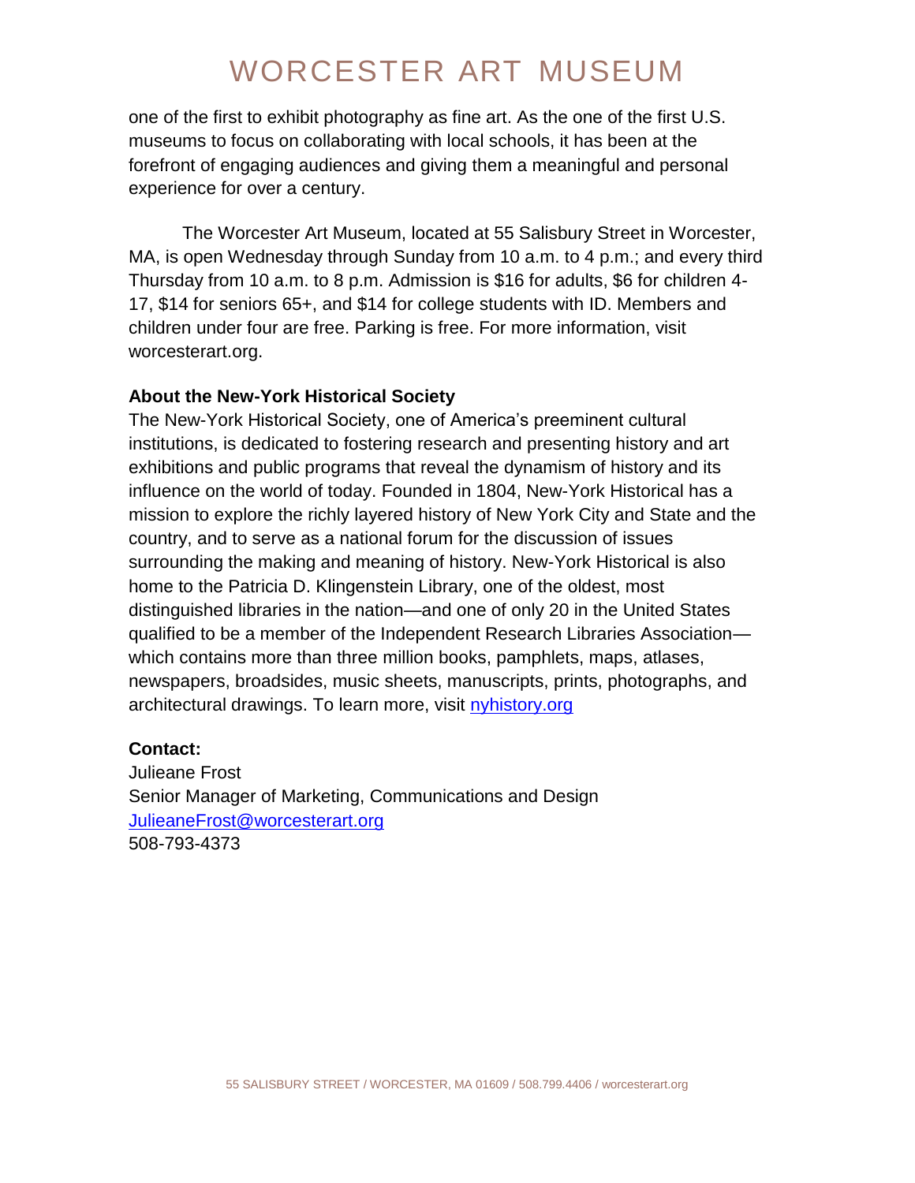one of the first to exhibit photography as fine art. As the one of the first U.S. museums to focus on collaborating with local schools, it has been at the forefront of engaging audiences and giving them a meaningful and personal experience for over a century.

The Worcester Art Museum, located at 55 Salisbury Street in Worcester, MA, is open Wednesday through Sunday from 10 a.m. to 4 p.m.; and every third Thursday from 10 a.m. to 8 p.m. Admission is $16 for adults, $6 for children 4-17, $14 for seniors 65+, and $14 for college students with ID. Members and children under four are free. Parking is free. For more information, visit worcesterart.org.

**About the New-York Historical Society**

The New-York Historical Society, one of America's preeminent cultural institutions, is dedicated to fostering research and presenting history and art exhibitions and public programs that reveal the dynamism of history and its influence on the world of today. Founded in 1804, New-York Historical has a mission to explore the richly layered history of New York City and State and the country, and to serve as a national forum for the discussion of issues surrounding the making and meaning of history. New-York Historical is also home to the Patricia D. Klingenstein Library, one of the oldest, most distinguished libraries in the nation—and one of only 20 in the United States qualified to be a member of the Independent Research Libraries Association—which contains more than three million books, pamphlets, maps, atlases, newspapers, broadsides, music sheets, manuscripts, prints, photographs, and architectural drawings. To learn more, visit nyhistory.org

**Contact:**

Julieane Frost
Senior Manager of Marketing, Communications and Design
JulieaneFrost@worcesterart.org
508-793-4373